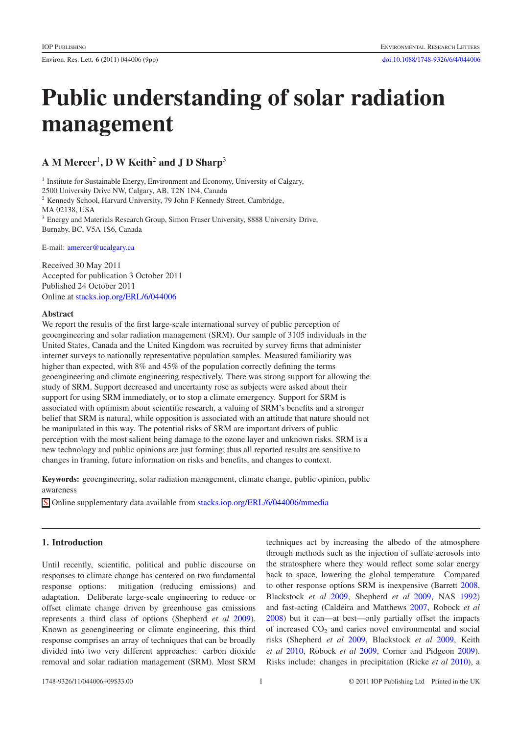# Public understanding of solar radiation management

**A M Mercer**[1], **D W Keith**[2] **and J D Sharp**[3]

[1] Institute for Sustainable Energy, Environment and Economy, University of Calgary, 2500 University Drive NW, Calgary, AB, T2N 1N4, Canada
[2] Kennedy School, Harvard University, 79 John F Kennedy Street, Cambridge, MA 02138, USA
[3] Energy and Materials Research Group, Simon Fraser University, 8888 University Drive, Burnaby, BC, V5A 1S6, Canada

E-mail: amercer@ucalgary.ca

Received 30 May 2011
Accepted for publication 3 October 2011
Published 24 October 2011
Online at stacks.iop.org/ERL/6/044006

### Abstract

We report the results of the first large-scale international survey of public perception of geoengineering and solar radiation management (SRM). Our sample of 3105 individuals in the United States, Canada and the United Kingdom was recruited by survey firms that administer internet surveys to nationally representative population samples. Measured familiarity was higher than expected, with 8% and 45% of the population correctly defining the terms geoengineering and climate engineering respectively. There was strong support for allowing the study of SRM. Support decreased and uncertainty rose as subjects were asked about their support for using SRM immediately, or to stop a climate emergency. Support for SRM is associated with optimism about scientific research, a valuing of SRM's benefits and a stronger belief that SRM is natural, while opposition is associated with an attitude that nature should not be manipulated in this way. The potential risks of SRM are important drivers of public perception with the most salient being damage to the ozone layer and unknown risks. SRM is a new technology and public opinions are just forming; thus all reported results are sensitive to changes in framing, future information on risks and benefits, and changes to context.

**Keywords:** geoengineering, solar radiation management, climate change, public opinion, public awareness

Online supplementary data available from stacks.iop.org/ERL/6/044006/mmedia

## 1. Introduction

Until recently, scientific, political and public discourse on responses to climate change has centered on two fundamental response options: mitigation (reducing emissions) and adaptation. Deliberate large-scale engineering to reduce or offset climate change driven by greenhouse gas emissions represents a third class of options (Shepherd *et al* 2009). Known as geoengineering or climate engineering, this third response comprises an array of techniques that can be broadly divided into two very different approaches: carbon dioxide removal and solar radiation management (SRM). Most SRM techniques act by increasing the albedo of the atmosphere through methods such as the injection of sulfate aerosols into the stratosphere where they would reflect some solar energy back to space, lowering the global temperature. Compared to other response options SRM is inexpensive (Barrett 2008, Blackstock *et al* 2009, Shepherd *et al* 2009, NAS 1992) and fast-acting (Caldeira and Matthews 2007, Robock *et al* 2008) but it can—at best—only partially offset the impacts of increased $CO_2$ and caries novel environmental and social risks (Shepherd *et al* 2009, Blackstock *et al* 2009, Keith *et al* 2010, Robock *et al* 2009, Corner and Pidgeon 2009). Risks include: changes in precipitation (Ricke *et al* 2010), a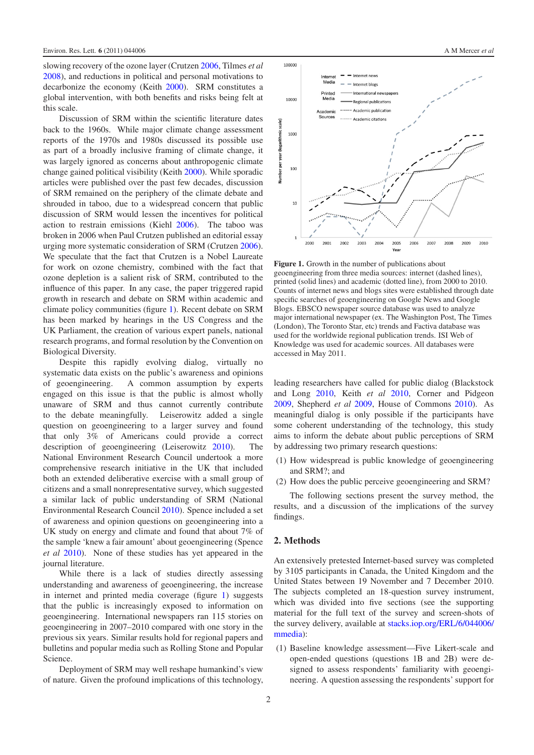slowing recovery of the ozone layer (Crutzen 2006, Tilmes *et al* 2008), and reductions in political and personal motivations to decarbonize the economy (Keith 2000). SRM constitutes a global intervention, with both benefits and risks being felt at this scale.

Discussion of SRM within the scientific literature dates back to the 1960s. While major climate change assessment reports of the 1970s and 1980s discussed its possible use as part of a broadly inclusive framing of climate change, it was largely ignored as concerns about anthropogenic climate change gained political visibility (Keith 2000). While sporadic articles were published over the past few decades, discussion of SRM remained on the periphery of the climate debate and shrouded in taboo, due to a widespread concern that public discussion of SRM would lessen the incentives for political action to restrain emissions (Kiehl 2006). The taboo was broken in 2006 when Paul Crutzen published an editorial essay urging more systematic consideration of SRM (Crutzen 2006). We speculate that the fact that Crutzen is a Nobel Laureate for work on ozone chemistry, combined with the fact that ozone depletion is a salient risk of SRM, contributed to the influence of this paper. In any case, the paper triggered rapid growth in research and debate on SRM within academic and climate policy communities (figure 1). Recent debate on SRM has been marked by hearings in the US Congress and the UK Parliament, the creation of various expert panels, national research programs, and formal resolution by the Convention on Biological Diversity.

Despite this rapidly evolving dialog, virtually no systematic data exists on the public's awareness and opinions of geoengineering. A common assumption by experts engaged on this issue is that the public is almost wholly unaware of SRM and thus cannot currently contribute to the debate meaningfully. Leiserowitz added a single question on geoengineering to a larger survey and found that only 3% of Americans could provide a correct description of geoengineering (Leiserowitz 2010). The National Environment Research Council undertook a more comprehensive research initiative in the UK that included both an extended deliberative exercise with a small group of citizens and a small nonrepresentative survey, which suggested a similar lack of public understanding of SRM (National Environmental Research Council 2010). Spence included a set of awareness and opinion questions on geoengineering into a UK study on energy and climate and found that about 7% of the sample 'knew a fair amount' about geoengineering (Spence *et al* 2010). None of these studies has yet appeared in the journal literature.

While there is a lack of studies directly assessing understanding and awareness of geoengineering, the increase in internet and printed media coverage (figure 1) suggests that the public is increasingly exposed to information on geoengineering. International newspapers ran 115 stories on geoengineering in 2007–2010 compared with one story in the previous six years. Similar results hold for regional papers and bulletins and popular media such as Rolling Stone and Popular Science.

Deployment of SRM may well reshape humankind's view of nature. Given the profound implications of this technology, leading researchers have called for public dialog (Blackstock and Long 2010, Keith *et al* 2010, Corner and Pidgeon 2009, Shepherd *et al* 2009, House of Commons 2010). As meaningful dialog is only possible if the participants have some coherent understanding of the technology, this study aims to inform the debate about public perceptions of SRM by addressing two primary research questions:

(1) How widespread is public knowledge of geoengineering and SRM?; and
(2) How does the public perceive geoengineering and SRM?

The following sections present the survey method, the results, and a discussion of the implications of the survey findings.

**Figure 1.** Growth in the number of publications about geoengineering from three media sources: internet (dashed lines), printed (solid lines) and academic (dotted line), from 2000 to 2010. Counts of internet news and blogs sites were established through date specific searches of geoengineering on Google News and Google Blogs. EBSCO newspaper source database was used to analyze major international newspaper (ex. The Washington Post, The Times (London), The Toronto Star, etc) trends and Factiva database was used for the worldwide regional publication trends. ISI Web of Knowledge was used for academic sources. All databases were accessed in May 2011.

## 2. Methods

An extensively pretested Internet-based survey was completed by 3105 participants in Canada, the United Kingdom and the United States between 19 November and 7 December 2010. The subjects completed an 18-question survey instrument, which was divided into five sections (see the supporting material for the full text of the survey and screen-shots of the survey delivery, available at stacks.iop.org/ERL/6/044006/mmedia):

(1) Baseline knowledge assessment—Five Likert-scale and open-ended questions (questions 1B and 2B) were designed to assess respondents' familiarity with geoengineering. A question assessing the respondents' support for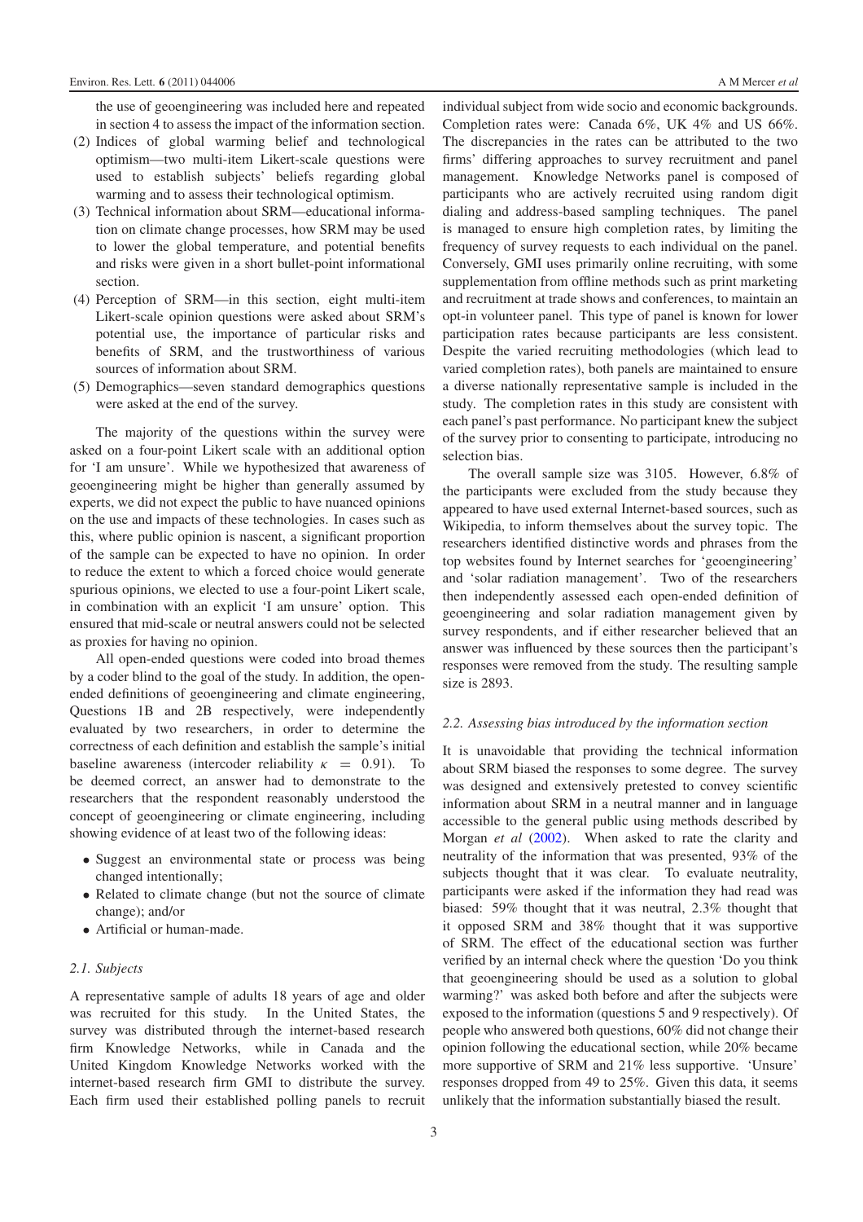the use of geoengineering was included here and repeated in section 4 to assess the impact of the information section.

(2) Indices of global warming belief and technological optimism—two multi-item Likert-scale questions were used to establish subjects' beliefs regarding global warming and to assess their technological optimism.
(3) Technical information about SRM—educational information on climate change processes, how SRM may be used to lower the global temperature, and potential benefits and risks were given in a short bullet-point informational section.
(4) Perception of SRM—in this section, eight multi-item Likert-scale opinion questions were asked about SRM's potential use, the importance of particular risks and benefits of SRM, and the trustworthiness of various sources of information about SRM.
(5) Demographics—seven standard demographics questions were asked at the end of the survey.

The majority of the questions within the survey were asked on a four-point Likert scale with an additional option for 'I am unsure'. While we hypothesized that awareness of geoengineering might be higher than generally assumed by experts, we did not expect the public to have nuanced opinions on the use and impacts of these technologies. In cases such as this, where public opinion is nascent, a significant proportion of the sample can be expected to have no opinion. In order to reduce the extent to which a forced choice would generate spurious opinions, we elected to use a four-point Likert scale, in combination with an explicit 'I am unsure' option. This ensured that mid-scale or neutral answers could not be selected as proxies for having no opinion.

All open-ended questions were coded into broad themes by a coder blind to the goal of the study. In addition, the open-ended definitions of geoengineering and climate engineering, Questions 1B and 2B respectively, were independently evaluated by two researchers, in order to determine the correctness of each definition and establish the sample's initial baseline awareness (intercoder reliability $\kappa = 0.91$). To be deemed correct, an answer had to demonstrate to the researchers that the respondent reasonably understood the concept of geoengineering or climate engineering, including showing evidence of at least two of the following ideas:

- Suggest an environmental state or process was being changed intentionally;
- Related to climate change (but not the source of climate change); and/or
- Artificial or human-made.

### 2.1. Subjects

A representative sample of adults 18 years of age and older was recruited for this study. In the United States, the survey was distributed through the internet-based research firm Knowledge Networks, while in Canada and the United Kingdom Knowledge Networks worked with the internet-based research firm GMI to distribute the survey. Each firm used their established polling panels to recruit individual subject from wide socio and economic backgrounds. Completion rates were: Canada 6%, UK 4% and US 66%. The discrepancies in the rates can be attributed to the two firms' differing approaches to survey recruitment and panel management. Knowledge Networks panel is composed of participants who are actively recruited using random digit dialing and address-based sampling techniques. The panel is managed to ensure high completion rates, by limiting the frequency of survey requests to each individual on the panel. Conversely, GMI uses primarily online recruiting, with some supplementation from offline methods such as print marketing and recruitment at trade shows and conferences, to maintain an opt-in volunteer panel. This type of panel is known for lower participation rates because participants are less consistent. Despite the varied recruiting methodologies (which lead to varied completion rates), both panels are maintained to ensure a diverse nationally representative sample is included in the study. The completion rates in this study are consistent with each panel's past performance. No participant knew the subject of the survey prior to consenting to participate, introducing no selection bias.

The overall sample size was 3105. However, 6.8% of the participants were excluded from the study because they appeared to have used external Internet-based sources, such as Wikipedia, to inform themselves about the survey topic. The researchers identified distinctive words and phrases from the top websites found by Internet searches for 'geoengineering' and 'solar radiation management'. Two of the researchers then independently assessed each open-ended definition of geoengineering and solar radiation management given by survey respondents, and if either researcher believed that an answer was influenced by these sources then the participant's responses were removed from the study. The resulting sample size is 2893.

### 2.2. Assessing bias introduced by the information section

It is unavoidable that providing the technical information about SRM biased the responses to some degree. The survey was designed and extensively pretested to convey scientific information about SRM in a neutral manner and in language accessible to the general public using methods described by Morgan *et al* (2002). When asked to rate the clarity and neutrality of the information that was presented, 93% of the subjects thought that it was clear. To evaluate neutrality, participants were asked if the information they had read was biased: 59% thought that it was neutral, 2.3% thought that it opposed SRM and 38% thought that it was supportive of SRM. The effect of the educational section was further verified by an internal check where the question 'Do you think that geoengineering should be used as a solution to global warming?' was asked both before and after the subjects were exposed to the information (questions 5 and 9 respectively). Of people who answered both questions, 60% did not change their opinion following the educational section, while 20% became more supportive of SRM and 21% less supportive. 'Unsure' responses dropped from 49 to 25%. Given this data, it seems unlikely that the information substantially biased the result.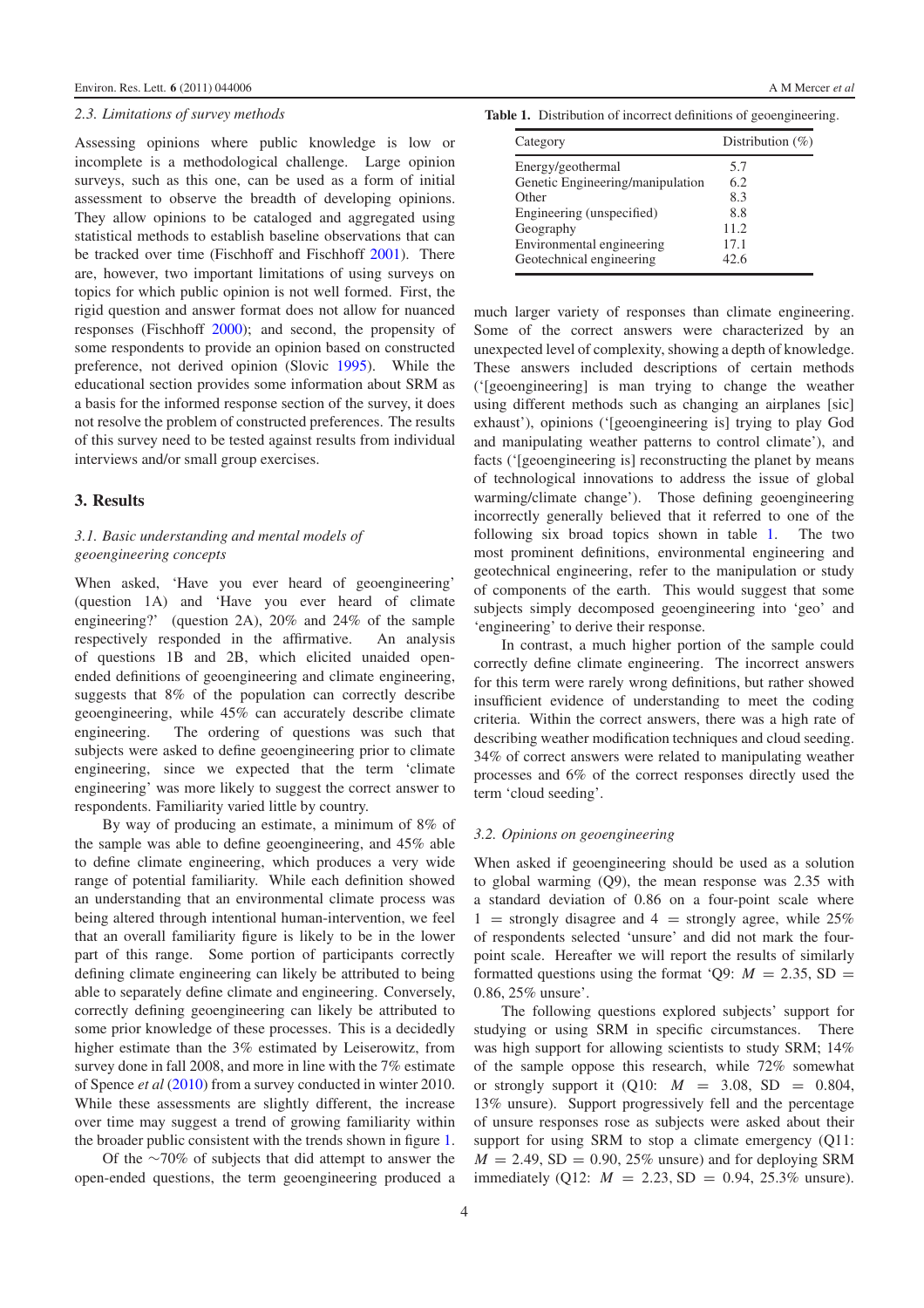### 2.3. Limitations of survey methods

Assessing opinions where public knowledge is low or incomplete is a methodological challenge. Large opinion surveys, such as this one, can be used as a form of initial assessment to observe the breadth of developing opinions. They allow opinions to be cataloged and aggregated using statistical methods to establish baseline observations that can be tracked over time (Fischhoff and Fischhoff 2001). There are, however, two important limitations of using surveys on topics for which public opinion is not well formed. First, the rigid question and answer format does not allow for nuanced responses (Fischhoff 2000); and second, the propensity of some respondents to provide an opinion based on constructed preference, not derived opinion (Slovic 1995). While the educational section provides some information about SRM as a basis for the informed response section of the survey, it does not resolve the problem of constructed preferences. The results of this survey need to be tested against results from individual interviews and/or small group exercises.

## 3. Results

### 3.1. Basic understanding and mental models of geoengineering concepts

When asked, 'Have you ever heard of geoengineering' (question 1A) and 'Have you ever heard of climate engineering?' (question 2A), 20% and 24% of the sample respectively responded in the affirmative. An analysis of questions 1B and 2B, which elicited unaided open-ended definitions of geoengineering and climate engineering, suggests that 8% of the population can correctly describe geoengineering, while 45% can accurately describe climate engineering. The ordering of questions was such that subjects were asked to define geoengineering prior to climate engineering, since we expected that the term 'climate engineering' was more likely to suggest the correct answer to respondents. Familiarity varied little by country.

By way of producing an estimate, a minimum of 8% of the sample was able to define geoengineering, and 45% able to define climate engineering, which produces a very wide range of potential familiarity. While each definition showed an understanding that an environmental climate process was being altered through intentional human-intervention, we feel that an overall familiarity figure is likely to be in the lower part of this range. Some portion of participants correctly defining climate engineering can likely be attributed to being able to separately define climate and engineering. Conversely, correctly defining geoengineering can likely be attributed to some prior knowledge of these processes. This is a decidedly higher estimate than the 3% estimated by Leiserowitz, from survey done in fall 2008, and more in line with the 7% estimate of Spence *et al* (2010) from a survey conducted in winter 2010. While these assessments are slightly different, the increase over time may suggest a trend of growing familiarity within the broader public consistent with the trends shown in figure 1.

Of the ~70% of subjects that did attempt to answer the open-ended questions, the term geoengineering produced a much larger variety of responses than climate engineering. Some of the correct answers were characterized by an unexpected level of complexity, showing a depth of knowledge. These answers included descriptions of certain methods ('[geoengineering] is man trying to change the weather using different methods such as changing an airplanes [sic] exhaust'), opinions ('[geoengineering is] trying to play God and manipulating weather patterns to control climate'), and facts ('[geoengineering is] reconstructing the planet by means of technological innovations to address the issue of global warming/climate change'). Those defining geoengineering incorrectly generally believed that it referred to one of the following six broad topics shown in table 1. The two most prominent definitions, environmental engineering and geotechnical engineering, refer to the manipulation or study of components of the earth. This would suggest that some subjects simply decomposed geoengineering into 'geo' and 'engineering' to derive their response.

**Table 1.** Distribution of incorrect definitions of geoengineering.

| Category | Distribution (%) |
|---|---|
| Energy/geothermal | 5.7 |
| Genetic Engineering/manipulation | 6.2 |
| Other | 8.3 |
| Engineering (unspecified) | 8.8 |
| Geography | 11.2 |
| Environmental engineering | 17.1 |
| Geotechnical engineering | 42.6 |

In contrast, a much higher portion of the sample could correctly define climate engineering. The incorrect answers for this term were rarely wrong definitions, but rather showed insufficient evidence of understanding to meet the coding criteria. Within the correct answers, there was a high rate of describing weather modification techniques and cloud seeding. 34% of correct answers were related to manipulating weather processes and 6% of the correct responses directly used the term 'cloud seeding'.

### 3.2. Opinions on geoengineering

When asked if geoengineering should be used as a solution to global warming (Q9), the mean response was 2.35 with a standard deviation of 0.86 on a four-point scale where 1 = strongly disagree and 4 = strongly agree, while 25% of respondents selected 'unsure' and did not mark the four-point scale. Hereafter we will report the results of similarly formatted questions using the format 'Q9: $M = 2.35$, SD = 0.86, 25% unsure'.

The following questions explored subjects' support for studying or using SRM in specific circumstances. There was high support for allowing scientists to study SRM; 14% of the sample oppose this research, while 72% somewhat or strongly support it (Q10: $M = 3.08$, SD = 0.804, 13% unsure). Support progressively fell and the percentage of unsure responses rose as subjects were asked about their support for using SRM to stop a climate emergency (Q11: $M = 2.49$, SD = 0.90, 25% unsure) and for deploying SRM immediately (Q12: $M = 2.23$, SD = 0.94, 25.3% unsure).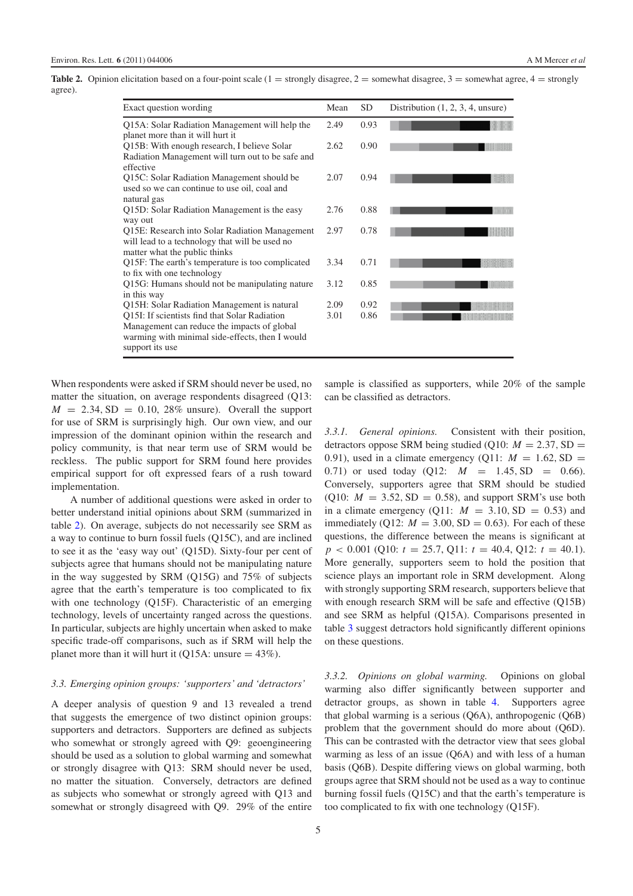**Table 2.** Opinion elicitation based on a four-point scale (1 = strongly disagree, 2 = somewhat disagree, 3 = somewhat agree, 4 = strongly agree).

| Exact question wording | Mean | SD | Distribution (1, 2, 3, 4, unsure) |
|---|---|---|---|
| Q15A: Solar Radiation Management will help the planet more than it will hurt it | 2.49 | 0.93 | |
| Q15B: With enough research, I believe Solar Radiation Management will turn out to be safe and effective | 2.62 | 0.90 | |
| Q15C: Solar Radiation Management should be used so we can continue to use oil, coal and natural gas | 2.07 | 0.94 | |
| Q15D: Solar Radiation Management is the easy way out | 2.76 | 0.88 | |
| Q15E: Research into Solar Radiation Management will lead to a technology that will be used no matter what the public thinks | 2.97 | 0.78 | |
| Q15F: The earth's temperature is too complicated to fix with one technology | 3.34 | 0.71 | |
| Q15G: Humans should not be manipulating nature in this way | 3.12 | 0.85 | |
| Q15H: Solar Radiation Management is natural | 2.09 | 0.92 | |
| Q15I: If scientists find that Solar Radiation Management can reduce the impacts of global warming with minimal side-effects, then I would support its use | 3.01 | 0.86 | |

When respondents were asked if SRM should never be used, no matter the situation, on average respondents disagreed (Q13: $M = 2.34$, SD $= 0.10$, 28% unsure). Overall the support for use of SRM is surprisingly high. Our own view, and our impression of the dominant opinion within the research and policy community, is that near term use of SRM would be reckless. The public support for SRM found here provides empirical support for oft expressed fears of a rush toward implementation.

A number of additional questions were asked in order to better understand initial opinions about SRM (summarized in table 2). On average, subjects do not necessarily see SRM as a way to continue to burn fossil fuels (Q15C), and are inclined to see it as the 'easy way out' (Q15D). Sixty-four per cent of subjects agree that humans should not be manipulating nature in the way suggested by SRM (Q15G) and 75% of subjects agree that the earth's temperature is too complicated to fix with one technology (Q15F). Characteristic of an emerging technology, levels of uncertainty ranged across the questions. In particular, subjects are highly uncertain when asked to make specific trade-off comparisons, such as if SRM will help the planet more than it will hurt it (Q15A: unsure = 43%).

### 3.3. Emerging opinion groups: 'supporters' and 'detractors'

A deeper analysis of question 9 and 13 revealed a trend that suggests the emergence of two distinct opinion groups: supporters and detractors. Supporters are defined as subjects who somewhat or strongly agreed with Q9: geoengineering should be used as a solution to global warming and somewhat or strongly disagree with Q13: SRM should never be used, no matter the situation. Conversely, detractors are defined as subjects who somewhat or strongly agreed with Q13 and somewhat or strongly disagreed with Q9. 29% of the entire sample is classified as supporters, while 20% of the sample can be classified as detractors.

*3.3.1. General opinions.* Consistent with their position, detractors oppose SRM being studied (Q10: $M = 2.37$, SD $= 0.91$), used in a climate emergency (Q11: $M = 1.62$, SD $= 0.71$) or used today (Q12: $M = 1.45$, SD $= 0.66$). Conversely, supporters agree that SRM should be studied (Q10: $M = 3.52$, SD $= 0.58$), and support SRM's use both in a climate emergency (Q11: $M = 3.10$, SD $= 0.53$) and immediately (Q12: $M = 3.00$, SD $= 0.63$). For each of these questions, the difference between the means is significant at $p < 0.001$ (Q10: $t = 25.7$, Q11: $t = 40.4$, Q12: $t = 40.1$). More generally, supporters seem to hold the position that science plays an important role in SRM development. Along with strongly supporting SRM research, supporters believe that with enough research SRM will be safe and effective (Q15B) and see SRM as helpful (Q15A). Comparisons presented in table 3 suggest detractors hold significantly different opinions on these questions.

*3.3.2. Opinions on global warming.* Opinions on global warming also differ significantly between supporter and detractor groups, as shown in table 4. Supporters agree that global warming is a serious (Q6A), anthropogenic (Q6B) problem that the government should do more about (Q6D). This can be contrasted with the detractor view that sees global warming as less of an issue (Q6A) and with less of a human basis (Q6B). Despite differing views on global warming, both groups agree that SRM should not be used as a way to continue burning fossil fuels (Q15C) and that the earth's temperature is too complicated to fix with one technology (Q15F).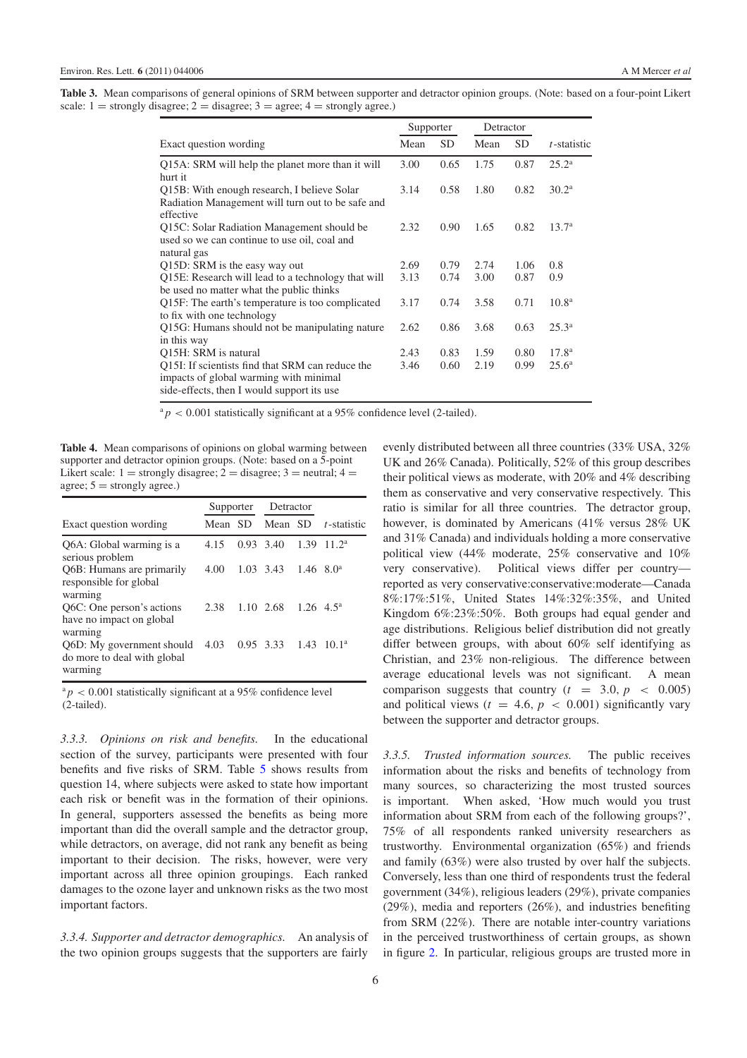**Table 3.** Mean comparisons of general opinions of SRM between supporter and detractor opinion groups. (Note: based on a four-point Likert scale: 1 = strongly disagree; 2 = disagree; 3 = agree; 4 = strongly agree.)

| Exact question wording | Supporter | | Detractor | | |
|---|---|---|---|---|---|
| | Mean | SD | Mean | SD | *t*-statistic |
| Q15A: SRM will help the planet more than it will hurt it | 3.00 | 0.65 | 1.75 | 0.87 | 25.2[a] |
| Q15B: With enough research, I believe Solar Radiation Management will turn out to be safe and effective | 3.14 | 0.58 | 1.80 | 0.82 | 30.2[a] |
| Q15C: Solar Radiation Management should be used so we can continue to use oil, coal and natural gas | 2.32 | 0.90 | 1.65 | 0.82 | 13.7[a] |
| Q15D: SRM is the easy way out | 2.69 | 0.79 | 2.74 | 1.06 | 0.8 |
| Q15E: Research will lead to a technology that will be used no matter what the public thinks | 3.13 | 0.74 | 3.00 | 0.87 | 0.9 |
| Q15F: The earth's temperature is too complicated to fix with one technology | 3.17 | 0.74 | 3.58 | 0.71 | 10.8[a] |
| Q15G: Humans should not be manipulating nature in this way | 2.62 | 0.86 | 3.68 | 0.63 | 25.3[a] |
| Q15H: SRM is natural | 2.43 | 0.83 | 1.59 | 0.80 | 17.8[a] |
| Q15I: If scientists find that SRM can reduce the impacts of global warming with minimal side-effects, then I would support its use | 3.46 | 0.60 | 2.19 | 0.99 | 25.6[a] |

[a] $p < 0.001$ statistically significant at a 95% confidence level (2-tailed).

**Table 4.** Mean comparisons of opinions on global warming between supporter and detractor opinion groups. (Note: based on a 5-point Likert scale: 1 = strongly disagree; 2 = disagree; 3 = neutral; 4 = agree; 5 = strongly agree.)

| Exact question wording | Supporter | | Detractor | | |
|---|---|---|---|---|---|
| | Mean | SD | Mean | SD | *t*-statistic |
| Q6A: Global warming is a serious problem | 4.15 | 0.93 | 3.40 | 1.39 | 11.2[a] |
| Q6B: Humans are primarily responsible for global warming | 4.00 | 1.03 | 3.43 | 1.46 | 8.0[a] |
| Q6C: One person's actions have no impact on global warming | 2.38 | 1.10 | 2.68 | 1.26 | 4.5[a] |
| Q6D: My government should do more to deal with global warming | 4.03 | 0.95 | 3.33 | 1.43 | 10.1[a] |

[a] $p < 0.001$ statistically significant at a 95% confidence level (2-tailed).

*3.3.3. Opinions on risk and benefits.* In the educational section of the survey, participants were presented with four benefits and five risks of SRM. Table 5 shows results from question 14, where subjects were asked to state how important each risk or benefit was in the formation of their opinions. In general, supporters assessed the benefits as being more important than did the overall sample and the detractor group, while detractors, on average, did not rank any benefit as being important to their decision. The risks, however, were very important across all three opinion groupings. Each ranked damages to the ozone layer and unknown risks as the two most important factors.

*3.3.4. Supporter and detractor demographics.* An analysis of the two opinion groups suggests that the supporters are fairly evenly distributed between all three countries (33% USA, 32% UK and 26% Canada). Politically, 52% of this group describes their political views as moderate, with 20% and 4% describing them as conservative and very conservative respectively. This ratio is similar for all three countries. The detractor group, however, is dominated by Americans (41% versus 28% UK and 31% Canada) and individuals holding a more conservative political view (44% moderate, 25% conservative and 10% very conservative). Political views differ per country—reported as very conservative:conservative:moderate—Canada 8%:17%:51%, United States 14%:32%:35%, and United Kingdom 6%:23%:50%. Both groups had equal gender and age distributions. Religious belief distribution did not greatly differ between groups, with about 60% self identifying as Christian, and 23% non-religious. The difference between average educational levels was not significant. A mean comparison suggests that country ($t = 3.0, p < 0.005$) and political views ($t = 4.6, p < 0.001$) significantly vary between the supporter and detractor groups.

*3.3.5. Trusted information sources.* The public receives information about the risks and benefits of technology from many sources, so characterizing the most trusted sources is important. When asked, 'How much would you trust information about SRM from each of the following groups?', 75% of all respondents ranked university researchers as trustworthy. Environmental organization (65%) and friends and family (63%) were also trusted by over half the subjects. Conversely, less than one third of respondents trust the federal government (34%), religious leaders (29%), private companies (29%), media and reporters (26%), and industries benefiting from SRM (22%). There are notable inter-country variations in the perceived trustworthiness of certain groups, as shown in figure 2. In particular, religious groups are trusted more in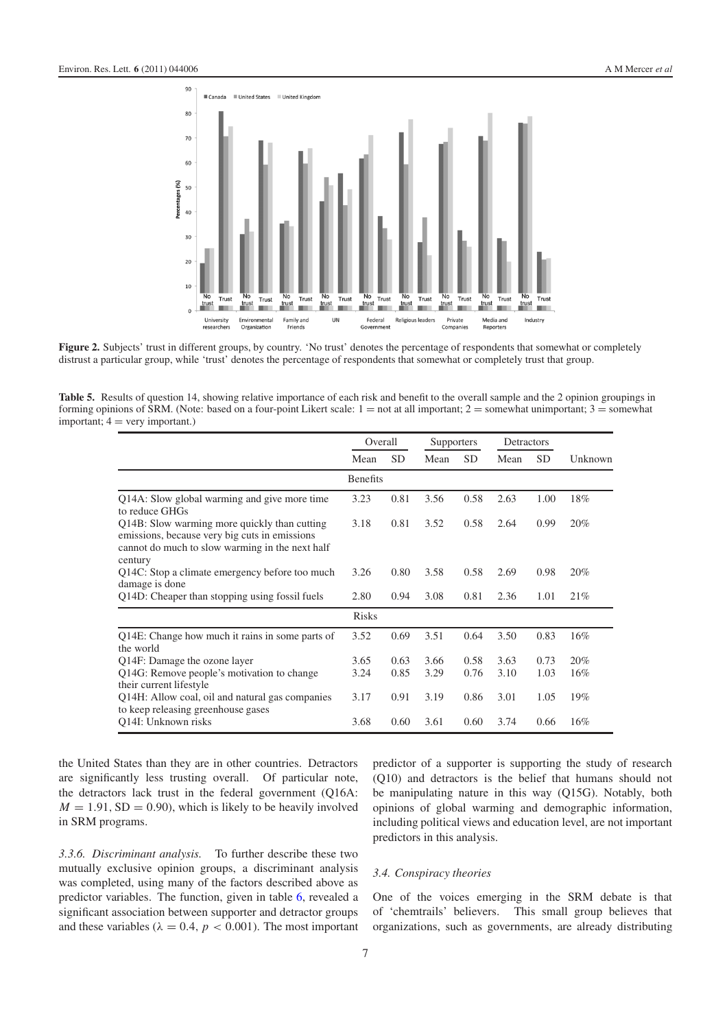**Figure 2.** Subjects' trust in different groups, by country. 'No trust' denotes the percentage of respondents that somewhat or completely distrust a particular group, while 'trust' denotes the percentage of respondents that somewhat or completely trust that group.

**Table 5.** Results of question 14, showing relative importance of each risk and benefit to the overall sample and the 2 opinion groupings in forming opinions of SRM. (Note: based on a four-point Likert scale: 1 = not at all important; 2 = somewhat unimportant; 3 = somewhat important; 4 = very important.)

| | Overall | | Supporters | | Detractors | | |
|---|---|---|---|---|---|---|---|
| | Mean | SD | Mean | SD | Mean | SD | Unknown |
| | **Benefits** | | | | | | |
| Q14A: Slow global warming and give more time to reduce GHGs | 3.23 | 0.81 | 3.56 | 0.58 | 2.63 | 1.00 | 18% |
| Q14B: Slow warming more quickly than cutting emissions, because very big cuts in emissions cannot do much to slow warming in the next half century | 3.18 | 0.81 | 3.52 | 0.58 | 2.64 | 0.99 | 20% |
| Q14C: Stop a climate emergency before too much damage is done | 3.26 | 0.80 | 3.58 | 0.58 | 2.69 | 0.98 | 20% |
| Q14D: Cheaper than stopping using fossil fuels | 2.80 | 0.94 | 3.08 | 0.81 | 2.36 | 1.01 | 21% |
| | **Risks** | | | | | | |
| Q14E: Change how much it rains in some parts of the world | 3.52 | 0.69 | 3.51 | 0.64 | 3.50 | 0.83 | 16% |
| Q14F: Damage the ozone layer | 3.65 | 0.63 | 3.66 | 0.58 | 3.63 | 0.73 | 20% |
| Q14G: Remove people's motivation to change their current lifestyle | 3.24 | 0.85 | 3.29 | 0.76 | 3.10 | 1.03 | 16% |
| Q14H: Allow coal, oil and natural gas companies to keep releasing greenhouse gases | 3.17 | 0.91 | 3.19 | 0.86 | 3.01 | 1.05 | 19% |
| Q14I: Unknown risks | 3.68 | 0.60 | 3.61 | 0.60 | 3.74 | 0.66 | 16% |

the United States than they are in other countries. Detractors are significantly less trusting overall. Of particular note, the detractors lack trust in the federal government (Q16A: $M = 1.91$, $\mathrm{SD} = 0.90$), which is likely to be heavily involved in SRM programs.

*3.3.6. Discriminant analysis.* To further describe these two mutually exclusive opinion groups, a discriminant analysis was completed, using many of the factors described above as predictor variables. The function, given in table 6, revealed a significant association between supporter and detractor groups and these variables ($\lambda = 0.4$, $p < 0.001$). The most important predictor of a supporter is supporting the study of research (Q10) and detractors is the belief that humans should not be manipulating nature in this way (Q15G). Notably, both opinions of global warming and demographic information, including political views and education level, are not important predictors in this analysis.

### 3.4. Conspiracy theories

One of the voices emerging in the SRM debate is that of 'chemtrails' believers. This small group believes that organizations, such as governments, are already distributing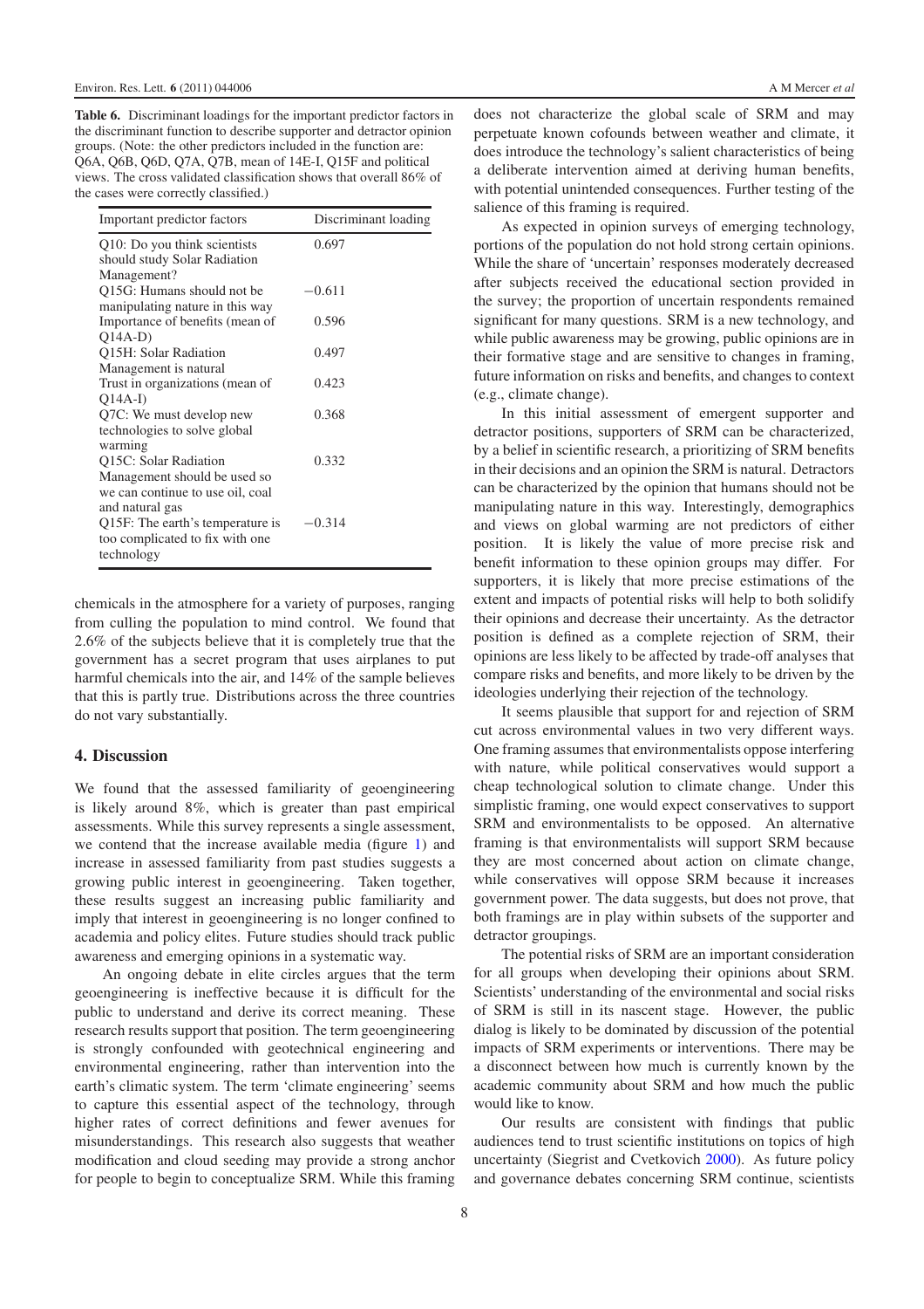**Table 6.** Discriminant loadings for the important predictor factors in the discriminant function to describe supporter and detractor opinion groups. (Note: the other predictors included in the function are: Q6A, Q6B, Q6D, Q7A, Q7B, mean of 14E-I, Q15F and political views. The cross validated classification shows that overall 86% of the cases were correctly classified.)

| Important predictor factors | Discriminant loading |
|---|---|
| Q10: Do you think scientists should study Solar Radiation Management? | 0.697 |
| Q15G: Humans should not be manipulating nature in this way | −0.611 |
| Importance of benefits (mean of Q14A-D) | 0.596 |
| Q15H: Solar Radiation Management is natural | 0.497 |
| Trust in organizations (mean of Q14A-I) | 0.423 |
| Q7C: We must develop new technologies to solve global warming | 0.368 |
| Q15C: Solar Radiation Management should be used so we can continue to use oil, coal and natural gas | 0.332 |
| Q15F: The earth's temperature is too complicated to fix with one technology | −0.314 |

chemicals in the atmosphere for a variety of purposes, ranging from culling the population to mind control. We found that 2.6% of the subjects believe that it is completely true that the government has a secret program that uses airplanes to put harmful chemicals into the air, and 14% of the sample believes that this is partly true. Distributions across the three countries do not vary substantially.

## 4. Discussion

We found that the assessed familiarity of geoengineering is likely around 8%, which is greater than past empirical assessments. While this survey represents a single assessment, we contend that the increase available media (figure 1) and increase in assessed familiarity from past studies suggests a growing public interest in geoengineering. Taken together, these results suggest an increasing public familiarity and imply that interest in geoengineering is no longer confined to academia and policy elites. Future studies should track public awareness and emerging opinions in a systematic way.

An ongoing debate in elite circles argues that the term geoengineering is ineffective because it is difficult for the public to understand and derive its correct meaning. These research results support that position. The term geoengineering is strongly confounded with geotechnical engineering and environmental engineering, rather than intervention into the earth's climatic system. The term 'climate engineering' seems to capture this essential aspect of the technology, through higher rates of correct definitions and fewer avenues for misunderstandings. This research also suggests that weather modification and cloud seeding may provide a strong anchor for people to begin to conceptualize SRM. While this framing does not characterize the global scale of SRM and may perpetuate known cofounds between weather and climate, it does introduce the technology's salient characteristics of being a deliberate intervention aimed at deriving human benefits, with potential unintended consequences. Further testing of the salience of this framing is required.

As expected in opinion surveys of emerging technology, portions of the population do not hold strong certain opinions. While the share of 'uncertain' responses moderately decreased after subjects received the educational section provided in the survey; the proportion of uncertain respondents remained significant for many questions. SRM is a new technology, and while public awareness may be growing, public opinions are in their formative stage and are sensitive to changes in framing, future information on risks and benefits, and changes to context (e.g., climate change).

In this initial assessment of emergent supporter and detractor positions, supporters of SRM can be characterized, by a belief in scientific research, a prioritizing of SRM benefits in their decisions and an opinion the SRM is natural. Detractors can be characterized by the opinion that humans should not be manipulating nature in this way. Interestingly, demographics and views on global warming are not predictors of either position. It is likely the value of more precise risk and benefit information to these opinion groups may differ. For supporters, it is likely that more precise estimations of the extent and impacts of potential risks will help to both solidify their opinions and decrease their uncertainty. As the detractor position is defined as a complete rejection of SRM, their opinions are less likely to be affected by trade-off analyses that compare risks and benefits, and more likely to be driven by the ideologies underlying their rejection of the technology.

It seems plausible that support for and rejection of SRM cut across environmental values in two very different ways. One framing assumes that environmentalists oppose interfering with nature, while political conservatives would support a cheap technological solution to climate change. Under this simplistic framing, one would expect conservatives to support SRM and environmentalists to be opposed. An alternative framing is that environmentalists will support SRM because they are most concerned about action on climate change, while conservatives will oppose SRM because it increases government power. The data suggests, but does not prove, that both framings are in play within subsets of the supporter and detractor groupings.

The potential risks of SRM are an important consideration for all groups when developing their opinions about SRM. Scientists' understanding of the environmental and social risks of SRM is still in its nascent stage. However, the public dialog is likely to be dominated by discussion of the potential impacts of SRM experiments or interventions. There may be a disconnect between how much is currently known by the academic community about SRM and how much the public would like to know.

Our results are consistent with findings that public audiences tend to trust scientific institutions on topics of high uncertainty (Siegrist and Cvetkovich 2000). As future policy and governance debates concerning SRM continue, scientists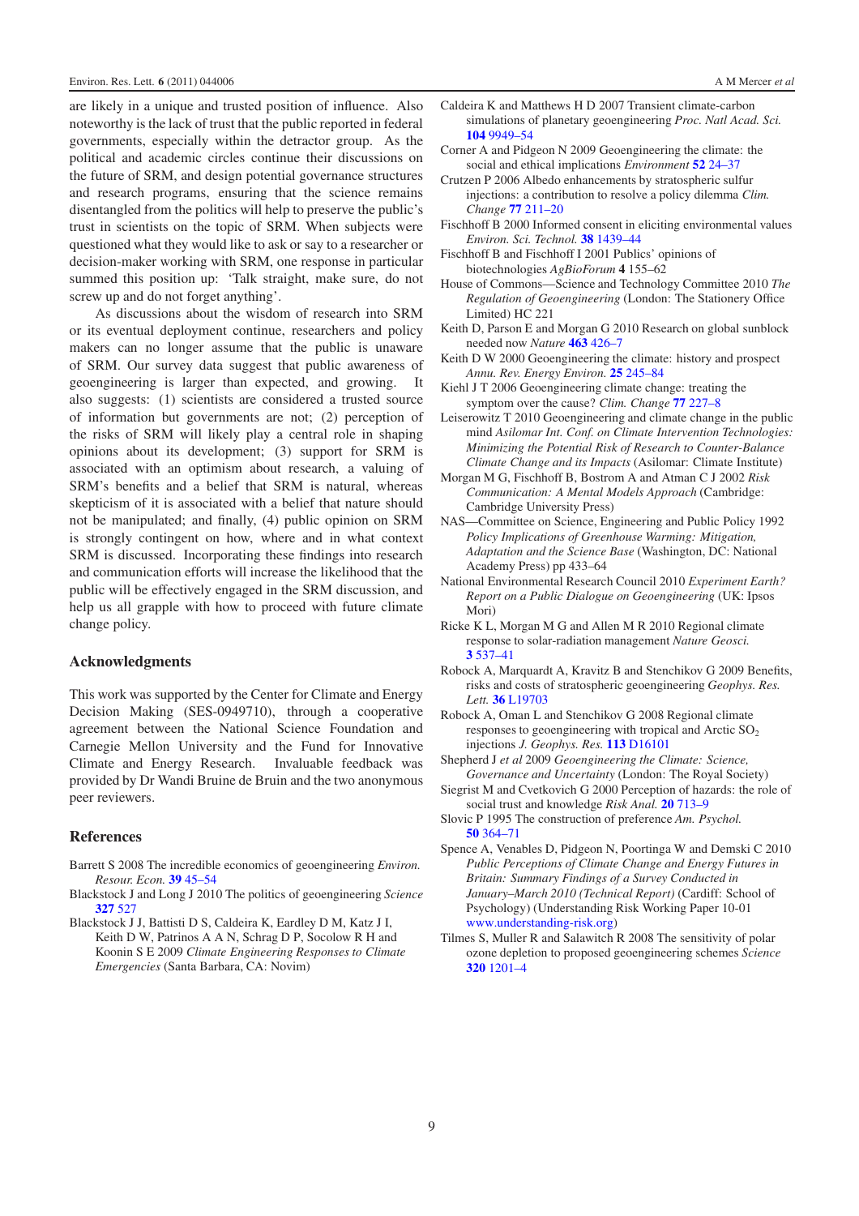are likely in a unique and trusted position of influence. Also noteworthy is the lack of trust that the public reported in federal governments, especially within the detractor group. As the political and academic circles continue their discussions on the future of SRM, and design potential governance structures and research programs, ensuring that the science remains disentangled from the politics will help to preserve the public's trust in scientists on the topic of SRM. When subjects were questioned what they would like to ask or say to a researcher or decision-maker working with SRM, one response in particular summed this position up: 'Talk straight, make sure, do not screw up and do not forget anything'.

As discussions about the wisdom of research into SRM or its eventual deployment continue, researchers and policy makers can no longer assume that the public is unaware of SRM. Our survey data suggest that public awareness of geoengineering is larger than expected, and growing. It also suggests: (1) scientists are considered a trusted source of information but governments are not; (2) perception of the risks of SRM will likely play a central role in shaping opinions about its development; (3) support for SRM is associated with an optimism about research, a valuing of SRM's benefits and a belief that SRM is natural, whereas skepticism of it is associated with a belief that nature should not be manipulated; and finally, (4) public opinion on SRM is strongly contingent on how, where and in what context SRM is discussed. Incorporating these findings into research and communication efforts will increase the likelihood that the public will be effectively engaged in the SRM discussion, and help us all grapple with how to proceed with future climate change policy.

## Acknowledgments

This work was supported by the Center for Climate and Energy Decision Making (SES-0949710), through a cooperative agreement between the National Science Foundation and Carnegie Mellon University and the Fund for Innovative Climate and Energy Research. Invaluable feedback was provided by Dr Wandi Bruine de Bruin and the two anonymous peer reviewers.

## References

Barrett S 2008 The incredible economics of geoengineering *Environ. Resour. Econ.* **39** 45–54

Blackstock J and Long J 2010 The politics of geoengineering *Science* **327** 527

Blackstock J J, Battisti D S, Caldeira K, Eardley D M, Katz J I, Keith D W, Patrinos A A N, Schrag D P, Socolow R H and Koonin S E 2009 *Climate Engineering Responses to Climate Emergencies* (Santa Barbara, CA: Novim)

Caldeira K and Matthews H D 2007 Transient climate-carbon simulations of planetary geoengineering *Proc. Natl Acad. Sci.* **104** 9949–54

Corner A and Pidgeon N 2009 Geoengineering the climate: the social and ethical implications *Environment* **52** 24–37

Crutzen P 2006 Albedo enhancements by stratospheric sulfur injections: a contribution to resolve a policy dilemma *Clim. Change* **77** 211–20

Fischhoff B 2000 Informed consent in eliciting environmental values *Environ. Sci. Technol.* **38** 1439–44

Fischhoff B and Fischhoff I 2001 Publics' opinions of biotechnologies *AgBioForum* **4** 155–62

House of Commons—Science and Technology Committee 2010 *The Regulation of Geoengineering* (London: The Stationery Office Limited) HC 221

Keith D, Parson E and Morgan G 2010 Research on global sunblock needed now *Nature* **463** 426–7

Keith D W 2000 Geoengineering the climate: history and prospect *Annu. Rev. Energy Environ.* **25** 245–84

Kiehl J T 2006 Geoengineering climate change: treating the symptom over the cause? *Clim. Change* **77** 227–8

Leiserowitz T 2010 Geoengineering and climate change in the public mind *Asilomar Int. Conf. on Climate Intervention Technologies: Minimizing the Potential Risk of Research to Counter-Balance Climate Change and its Impacts* (Asilomar: Climate Institute)

Morgan M G, Fischhoff B, Bostrom A and Atman C J 2002 *Risk Communication: A Mental Models Approach* (Cambridge: Cambridge University Press)

NAS—Committee on Science, Engineering and Public Policy 1992 *Policy Implications of Greenhouse Warming: Mitigation, Adaptation and the Science Base* (Washington, DC: National Academy Press) pp 433–64

National Environmental Research Council 2010 *Experiment Earth? Report on a Public Dialogue on Geoengineering* (UK: Ipsos Mori)

Ricke K L, Morgan M G and Allen M R 2010 Regional climate response to solar-radiation management *Nature Geosci.* **3** 537–41

Robock A, Marquardt A, Kravitz B and Stenchikov G 2009 Benefits, risks and costs of stratospheric geoengineering *Geophys. Res. Lett.* **36** L19703

Robock A, Oman L and Stenchikov G 2008 Regional climate responses to geoengineering with tropical and Arctic $SO_2$ injections *J. Geophys. Res.* **113** D16101

Shepherd J *et al* 2009 *Geoengineering the Climate: Science, Governance and Uncertainty* (London: The Royal Society)

Siegrist M and Cvetkovich G 2000 Perception of hazards: the role of social trust and knowledge *Risk Anal.* **20** 713–9

Slovic P 1995 The construction of preference *Am. Psychol.* **50** 364–71

Spence A, Venables D, Pidgeon N, Poortinga W and Demski C 2010 *Public Perceptions of Climate Change and Energy Futures in Britain: Summary Findings of a Survey Conducted in January–March 2010 (Technical Report)* (Cardiff: School of Psychology) (Understanding Risk Working Paper 10-01 www.understanding-risk.org)

Tilmes S, Muller R and Salawitch R 2008 The sensitivity of polar ozone depletion to proposed geoengineering schemes *Science* **320** 1201–4